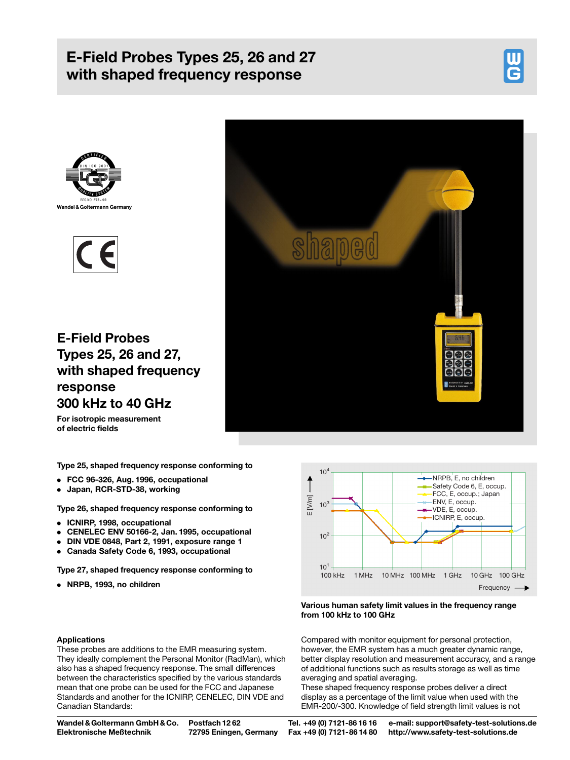# E-Field Probes Types 25, 26 and 27 with shaped frequency response

Wandel & Goltermann Germany

## E-Field Probes Types 25, 26 and 27, with shaped frequency response 300 kHz to 40 GHz

**For isotropic measurement of electric fields**

**Type 25, shaped frequency response conforming to**

- **FCC 96-326, Aug. 1996, occupational**
- **Japan, RCR-STD-38, working**

**Type 26, shaped frequency response conforming to**

- **ICNIRP, 1998, occupational**
- **CENELEC ENV 50166-2, Jan. 1995, occupational**
- **DIN VDE 0848, Part 2, 1991, exposure range 1**
- **Canada Safety Code 6, 1993, occupational**

**Type 27, shaped frequency response conforming to**

- **NRPB, 1993, no children**

**Various human safety limit values in the frequency range from 100 kHz to 100 GHz**

### Applications

These probes are additions to the EMR measuring system. They ideally complement the Personal Monitor (RadMan), which also has a shaped frequency response. The small differences between the characteristics specified by the various standards mean that one probe can be used for the FCC and Japanese Standards and another for the ICNIRP, CENELEC, DIN VDE and Canadian Standards:

Compared with monitor equipment for personal protection, however, the EMR system has a much greater dynamic range, better display resolution and measurement accuracy, and a range of additional functions such as results storage as well as time averaging and spatial averaging.

These shaped frequency response probes deliver a direct display as a percentage of the limit value when used with the EMR-200/-300. Knowledge of field strength limit values is not

**Wandel & Goltermann GmbH & Co. Elektronische Meßtechnik** | **Postfach 12 62, 72795 Eningen, Germany** | **Tel. +49 (0) 7121-86 16 16, Fax +49 (0) 7121-86 14 80** | **e-mail: support@safety-test-solutions.de, http://www.safety-test-solutions.de**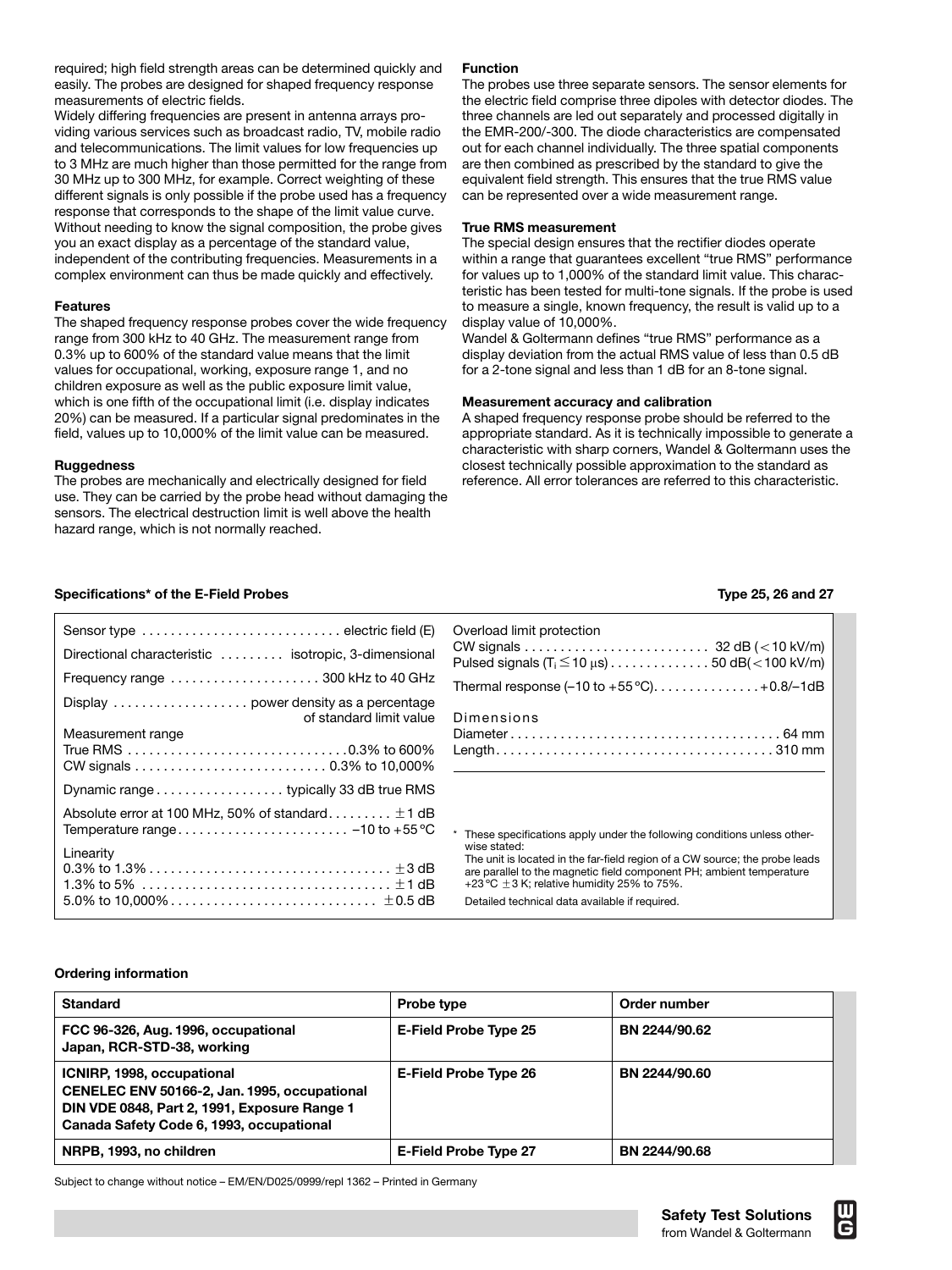required; high field strength areas can be determined quickly and easily. The probes are designed for shaped frequency response measurements of electric fields.

Widely differing frequencies are present in antenna arrays providing various services such as broadcast radio, TV, mobile radio and telecommunications. The limit values for low frequencies up to 3 MHz are much higher than those permitted for the range from 30 MHz up to 300 MHz, for example. Correct weighting of these different signals is only possible if the probe used has a frequency response that corresponds to the shape of the limit value curve. Without needing to know the signal composition, the probe gives you an exact display as a percentage of the standard value, independent of the contributing frequencies. Measurements in a complex environment can thus be made quickly and effectively.

**Features**

The shaped frequency response probes cover the wide frequency range from 300 kHz to 40 GHz. The measurement range from 0.3% up to 600% of the standard value means that the limit values for occupational, working, exposure range 1, and no children exposure as well as the public exposure limit value, which is one fifth of the occupational limit (i.e. display indicates 20%) can be measured. If a particular signal predominates in the field, values up to 10,000% of the limit value can be measured.

**Ruggedness**

The probes are mechanically and electrically designed for field use. They can be carried by the probe head without damaging the sensors. The electrical destruction limit is well above the health hazard range, which is not normally reached.

**Function**

The probes use three separate sensors. The sensor elements for the electric field comprise three dipoles with detector diodes. The three channels are led out separately and processed digitally in the EMR-200/-300. The diode characteristics are compensated out for each channel individually. The three spatial components are then combined as prescribed by the standard to give the equivalent field strength. This ensures that the true RMS value can be represented over a wide measurement range.

**True RMS measurement**

The special design ensures that the rectifier diodes operate within a range that guarantees excellent "true RMS" performance for values up to 1,000% of the standard limit value. This characteristic has been tested for multi-tone signals. If the probe is used to measure a single, known frequency, the result is valid up to a display value of 10,000%.

Wandel & Goltermann defines "true RMS" performance as a display deviation from the actual RMS value of less than 0.5 dB for a 2-tone signal and less than 1 dB for an 8-tone signal.

**Measurement accuracy and calibration**

A shaped frequency response probe should be referred to the appropriate standard. As it is technically impossible to generate a characteristic with sharp corners, Wandel & Goltermann uses the closest technically possible approximation to the standard as reference. All error tolerances are referred to this characteristic.

**Specifications\* of the E-Field Probes** **Type 25, 26 and 27**

Sensor type ........ electric field (E)

Directional characteristic ........ isotropic, 3-dimensional

Frequency range ........ 300 kHz to 40 GHz

Display ........ power density as a percentage of standard limit value

Measurement range
- True RMS ........ 0.3% to 600%
- CW signals ........ 0.3% to 10,000%

Dynamic range ........ typically 33 dB true RMS

Absolute error at 100 MHz, 50% of standard ........ ±1 dB

Temperature range ........ –10 to +55 °C

Linearity
- 0.3% to 1.3% ........ ±3 dB
- 1.3% to 5% ........ ±1 dB
- 5.0% to 10,000% ........ ±0.5 dB

Overload limit protection
- CW signals ........ 32 dB (<10 kV/m)
- Pulsed signals ($T_i \leq 10\ \mu s$) ........ 50 dB(<100 kV/m)

Thermal response (–10 to +55 °C) ........ +0.8/–1dB

Dimensions
- Diameter ........ 64 mm
- Length ........ 310 mm

\* These specifications apply under the following conditions unless otherwise stated:
The unit is located in the far-field region of a CW source; the probe leads are parallel to the magnetic field component PH; ambient temperature +23 °C ±3 K; relative humidity 25% to 75%.
Detailed technical data available if required.

**Ordering information**

| Standard | Probe type | Order number |
|---|---|---|
| FCC 96-326, Aug. 1996, occupational<br>Japan, RCR-STD-38, working | E-Field Probe Type 25 | BN 2244/90.62 |
| ICNIRP, 1998, occupational<br>CENELEC ENV 50166-2, Jan. 1995, occupational<br>DIN VDE 0848, Part 2, 1991, Exposure Range 1<br>Canada Safety Code 6, 1993, occupational | E-Field Probe Type 26 | BN 2244/90.60 |
| NRPB, 1993, no children | E-Field Probe Type 27 | BN 2244/90.68 |

Subject to change without notice – EM/EN/D025/0999/repl 1362 – Printed in Germany

**Safety Test Solutions**
from Wandel & Goltermann